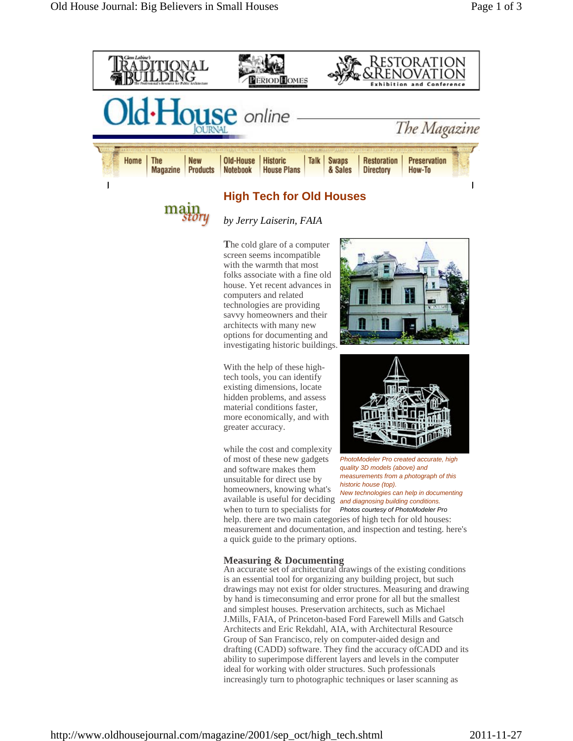# High Tech for Old Houses

*by Jerry Laiserin, FAIA*

The cold glare of a computer screen seems incompatible with the warmth that most folks associate with a fine old house. Yet recent advances in computers and related technologies are providing savvy homeowners and their architects with many new options for documenting and investigating historic buildings.

With the help of these high-tech tools, you can identify existing dimensions, locate hidden problems, and assess material conditions faster, more economically, and with greater accuracy.

while the cost and complexity of most of these new gadgets and software makes them unsuitable for direct use by homeowners, knowing what's available is useful for deciding when to turn to specialists for help. there are two main categories of high tech for old houses: measurement and documentation, and inspection and testing. here's a quick guide to the primary options.

*PhotoModeler Pro created accurate, high quality 3D models (above) and measurements from a photograph of this historic house (top).*
*New technologies can help in documenting and diagnosing building conditions.*
*Photos courtesy of PhotoModeler Pro*

## Measuring & Documenting

An accurate set of architectural drawings of the existing conditions is an essential tool for organizing any building project, but such drawings may not exist for older structures. Measuring and drawing by hand is timeconsuming and error prone for all but the smallest and simplest houses. Preservation architects, such as Michael J.Mills, FAIA, of Princeton-based Ford Farewell Mills and Gatsch Architects and Eric Rekdahl, AIA, with Architectural Resource Group of San Francisco, rely on computer-aided design and drafting (CADD) software. They find the accuracy ofCADD and its ability to superimpose different layers and levels in the computer ideal for working with older structures. Such professionals increasingly turn to photographic techniques or laser scanning as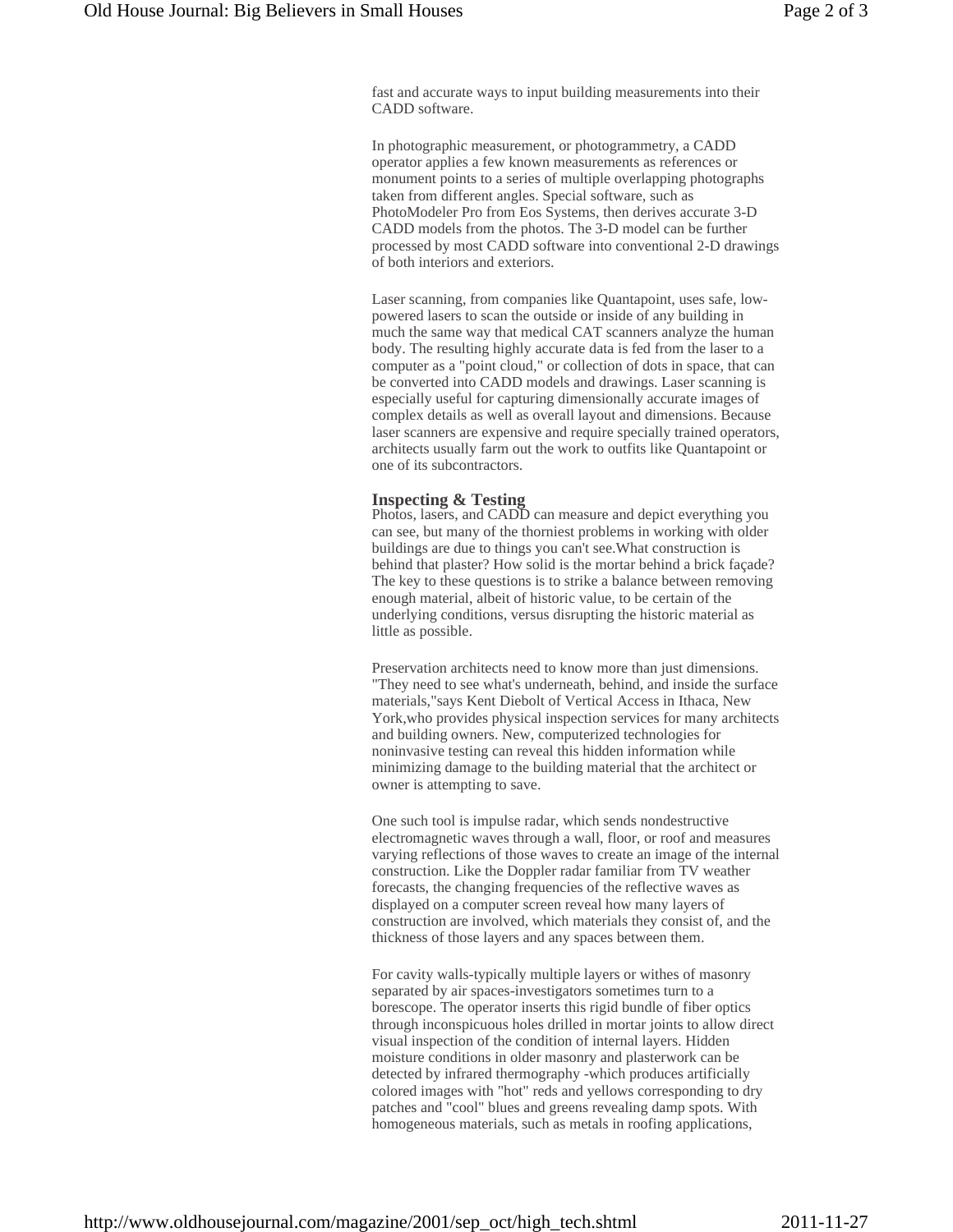fast and accurate ways to input building measurements into their CADD software.

In photographic measurement, or photogrammetry, a CADD operator applies a few known measurements as references or monument points to a series of multiple overlapping photographs taken from different angles. Special software, such as PhotoModeler Pro from Eos Systems, then derives accurate 3-D CADD models from the photos. The 3-D model can be further processed by most CADD software into conventional 2-D drawings of both interiors and exteriors.

Laser scanning, from companies like Quantapoint, uses safe, low-powered lasers to scan the outside or inside of any building in much the same way that medical CAT scanners analyze the human body. The resulting highly accurate data is fed from the laser to a computer as a "point cloud," or collection of dots in space, that can be converted into CADD models and drawings. Laser scanning is especially useful for capturing dimensionally accurate images of complex details as well as overall layout and dimensions. Because laser scanners are expensive and require specially trained operators, architects usually farm out the work to outfits like Quantapoint or one of its subcontractors.

### Inspecting & Testing

Photos, lasers, and CADD can measure and depict everything you can see, but many of the thorniest problems in working with older buildings are due to things you can't see.What construction is behind that plaster? How solid is the mortar behind a brick façade? The key to these questions is to strike a balance between removing enough material, albeit of historic value, to be certain of the underlying conditions, versus disrupting the historic material as little as possible.

Preservation architects need to know more than just dimensions. "They need to see what's underneath, behind, and inside the surface materials,"says Kent Diebolt of Vertical Access in Ithaca, New York,who provides physical inspection services for many architects and building owners. New, computerized technologies for noninvasive testing can reveal this hidden information while minimizing damage to the building material that the architect or owner is attempting to save.

One such tool is impulse radar, which sends nondestructive electromagnetic waves through a wall, floor, or roof and measures varying reflections of those waves to create an image of the internal construction. Like the Doppler radar familiar from TV weather forecasts, the changing frequencies of the reflective waves as displayed on a computer screen reveal how many layers of construction are involved, which materials they consist of, and the thickness of those layers and any spaces between them.

For cavity walls-typically multiple layers or withes of masonry separated by air spaces-investigators sometimes turn to a borescope. The operator inserts this rigid bundle of fiber optics through inconspicuous holes drilled in mortar joints to allow direct visual inspection of the condition of internal layers. Hidden moisture conditions in older masonry and plasterwork can be detected by infrared thermography -which produces artificially colored images with "hot" reds and yellows corresponding to dry patches and "cool" blues and greens revealing damp spots. With homogeneous materials, such as metals in roofing applications,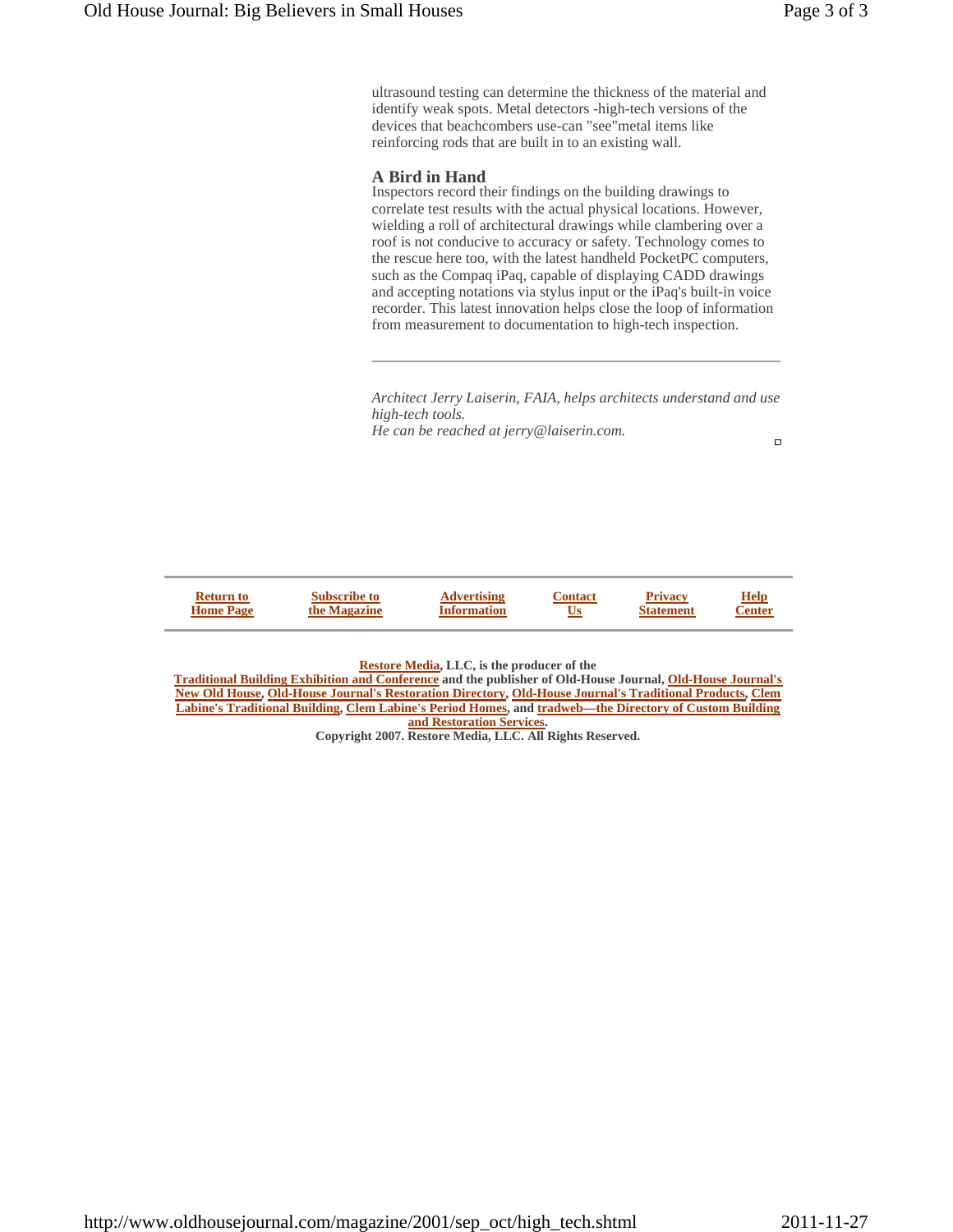ultrasound testing can determine the thickness of the material and identify weak spots. Metal detectors -high-tech versions of the devices that beachcombers use-can "see"metal items like reinforcing rods that are built in to an existing wall.

### A Bird in Hand

Inspectors record their findings on the building drawings to correlate test results with the actual physical locations. However, wielding a roll of architectural drawings while clambering over a roof is not conducive to accuracy or safety. Technology comes to the rescue here too, with the latest handheld PocketPC computers, such as the Compaq iPaq, capable of displaying CADD drawings and accepting notations via stylus input or the iPaq's built-in voice recorder. This latest innovation helps close the loop of information from measurement to documentation to high-tech inspection.

---

*Architect Jerry Laiserin, FAIA, helps architects understand and use high-tech tools.*
*He can be reached at jerry@laiserin.com.*

---

**Return to Home Page** | **Subscribe to the Magazine** | **Advertising Information** | **Contact Us** | **Privacy Statement** | **Help Center**

---

**Restore Media, LLC, is the producer of the Traditional Building Exhibition and Conference and the publisher of Old-House Journal, Old-House Journal's New Old House, Old-House Journal's Restoration Directory, Old-House Journal's Traditional Products, Clem Labine's Traditional Building, Clem Labine's Period Homes, and tradweb—the Directory of Custom Building and Restoration Services.**

**Copyright 2007. Restore Media, LLC. All Rights Reserved.**